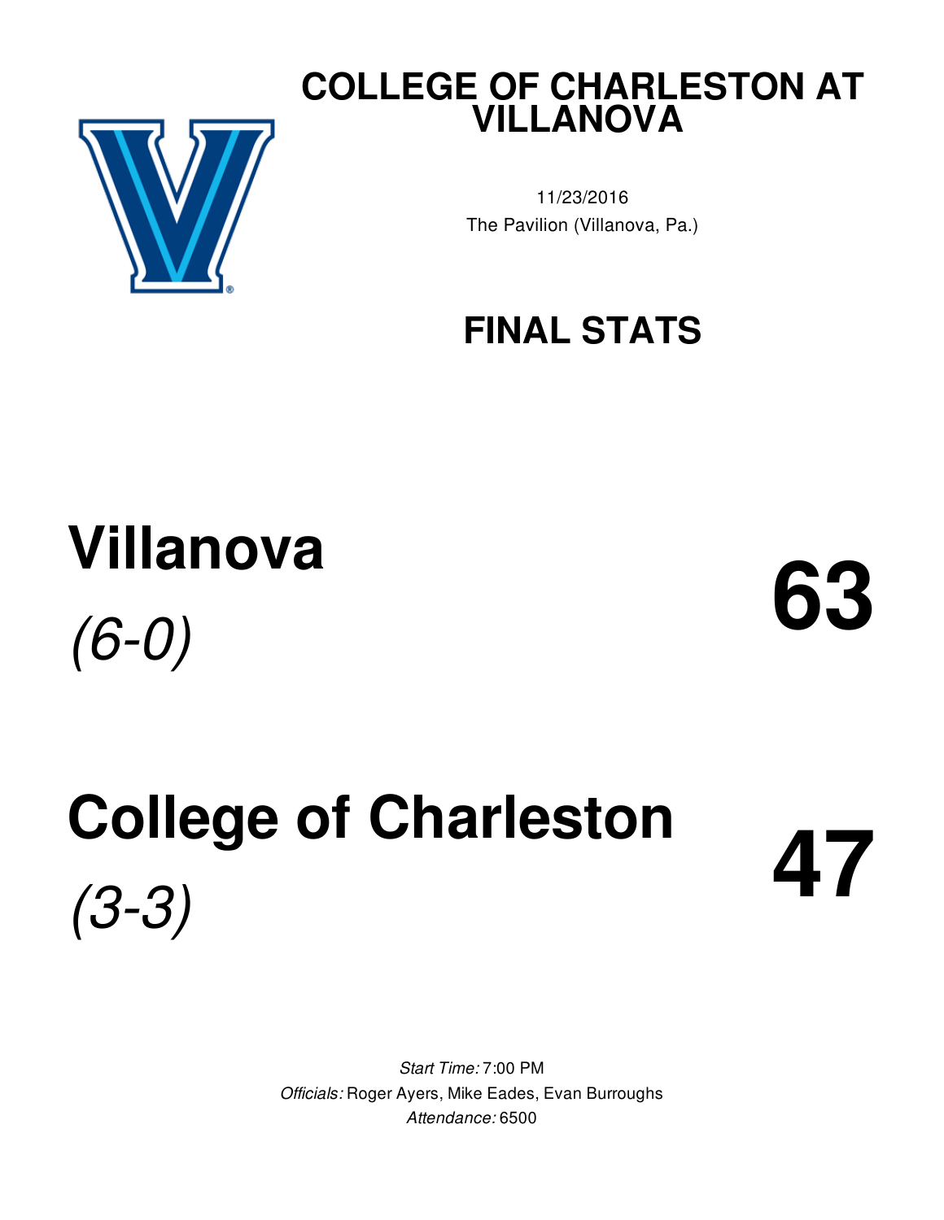# COLLEGE OF CHARLESTON AT VILLANOVA

11/23/2016

The Pavilion (Villanova, Pa.)

## FINAL STATS

# Villanova

*(6-0)*

# 63

# College of Charleston

*(3-3)*

# 47

*Start Time:* 7:00 PM

*Officials:* Roger Ayers, Mike Eades, Evan Burroughs

*Attendance:* 6500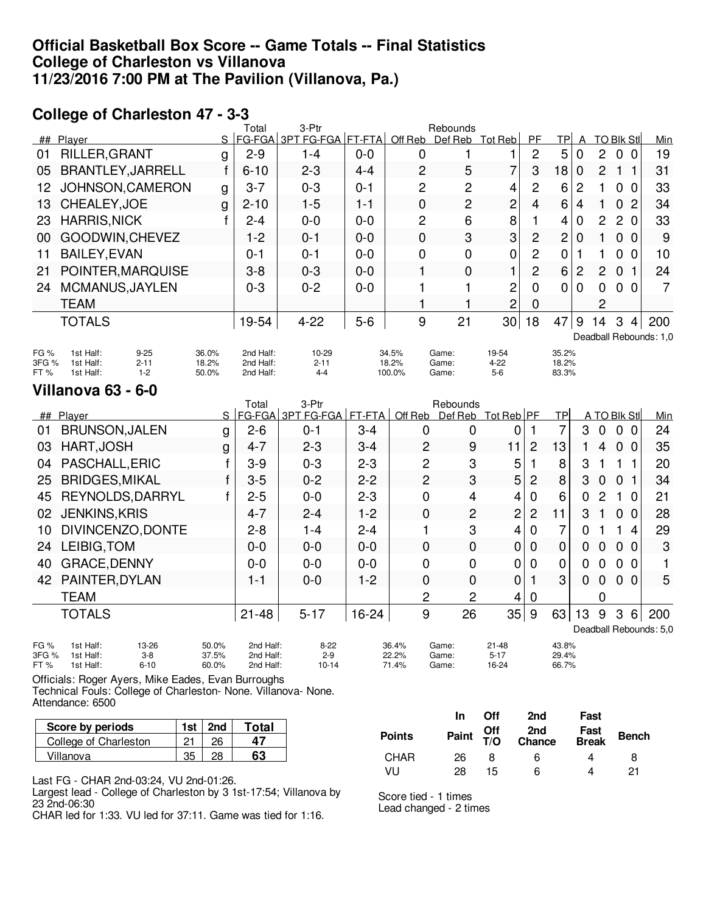# Official Basketball Box Score -- Game Totals -- Final Statistics
# College of Charleston vs Villanova
# 11/23/2016 7:00 PM at The Pavilion (Villanova, Pa.)

## College of Charleston 47 - 3-3

| ## | Player | S | Total FG-FGA | 3-Ptr 3PT FG-FGA | FT-FTA | Off Reb | Def Reb | Tot Reb | PF | TP | A | TO | Blk | Stl | Min |
|---|---|---|---|---|---|---|---|---|---|---|---|---|---|---|---|
| 01 | RILLER,GRANT | g | 2-9 | 1-4 | 0-0 | 0 | 1 | 1 | 2 | 5 | 0 | 2 | 0 | 0 | 19 |
| 05 | BRANTLEY,JARRELL | f | 6-10 | 2-3 | 4-4 | 2 | 5 | 7 | 3 | 18 | 0 | 2 | 1 | 1 | 31 |
| 12 | JOHNSON,CAMERON | g | 3-7 | 0-3 | 0-1 | 2 | 2 | 4 | 2 | 6 | 2 | 1 | 0 | 0 | 33 |
| 13 | CHEALEY,JOE | g | 2-10 | 1-5 | 1-1 | 0 | 2 | 2 | 4 | 6 | 4 | 1 | 0 | 2 | 34 |
| 23 | HARRIS,NICK | f | 2-4 | 0-0 | 0-0 | 2 | 6 | 8 | 1 | 4 | 0 | 2 | 2 | 0 | 33 |
| 00 | GOODWIN,CHEVEZ | | 1-2 | 0-1 | 0-0 | 0 | 3 | 3 | 2 | 2 | 0 | 1 | 0 | 0 | 9 |
| 11 | BAILEY,EVAN | | 0-1 | 0-1 | 0-0 | 0 | 0 | 0 | 2 | 0 | 1 | 1 | 0 | 0 | 10 |
| 21 | POINTER,MARQUISE | | 3-8 | 0-3 | 0-0 | 1 | 0 | 1 | 2 | 6 | 2 | 2 | 0 | 1 | 24 |
| 24 | MCMANUS,JAYLEN | | 0-3 | 0-2 | 0-0 | 1 | 1 | 2 | 0 | 0 | 0 | 0 | 0 | 0 | 7 |
| | TEAM | | | | | 1 | 1 | 2 | 0 | | | 2 | | | |
| | TOTALS | | 19-54 | 4-22 | 5-6 | 9 | 21 | 30 | 18 | 47 | 9 | 14 | 3 | 4 | 200 |

Deadball Rebounds: 1,0

| | | | | | | | | | |
|---|---|---|---|---|---|---|---|---|---|
| FG % | 1st Half: | 9-25 | 36.0% | 2nd Half: | 10-29 | 34.5% | Game: | 19-54 | 35.2% |
| 3FG % | 1st Half: | 2-11 | 18.2% | 2nd Half: | 2-11 | 18.2% | Game: | 4-22 | 18.2% |
| FT % | 1st Half: | 1-2 | 50.0% | 2nd Half: | 4-4 | 100.0% | Game: | 5-6 | 83.3% |

## Villanova 63 - 6-0

| ## | Player | S | Total FG-FGA | 3-Ptr 3PT FG-FGA | FT-FTA | Off Reb | Def Reb | Tot Reb | PF | TP | A | TO | Blk | Stl | Min |
|---|---|---|---|---|---|---|---|---|---|---|---|---|---|---|---|
| 01 | BRUNSON,JALEN | g | 2-6 | 0-1 | 3-4 | 0 | 0 | 0 | 1 | 7 | 3 | 0 | 0 | 0 | 24 |
| 03 | HART,JOSH | g | 4-7 | 2-3 | 3-4 | 2 | 9 | 11 | 2 | 13 | 1 | 4 | 0 | 0 | 35 |
| 04 | PASCHALL,ERIC | f | 3-9 | 0-3 | 2-3 | 2 | 3 | 5 | 1 | 8 | 3 | 1 | 1 | 1 | 20 |
| 25 | BRIDGES,MIKAL | f | 3-5 | 0-2 | 2-2 | 2 | 3 | 5 | 2 | 8 | 3 | 0 | 0 | 1 | 34 |
| 45 | REYNOLDS,DARRYL | f | 2-5 | 0-0 | 2-3 | 0 | 4 | 4 | 0 | 6 | 0 | 2 | 1 | 0 | 21 |
| 02 | JENKINS,KRIS | | 4-7 | 2-4 | 1-2 | 0 | 2 | 2 | 2 | 11 | 3 | 1 | 0 | 0 | 28 |
| 10 | DIVINCENZO,DONTE | | 2-8 | 1-4 | 2-4 | 1 | 3 | 4 | 0 | 7 | 0 | 1 | 1 | 4 | 29 |
| 24 | LEIBIG,TOM | | 0-0 | 0-0 | 0-0 | 0 | 0 | 0 | 0 | 0 | 0 | 0 | 0 | 0 | 3 |
| 40 | GRACE,DENNY | | 0-0 | 0-0 | 0-0 | 0 | 0 | 0 | 0 | 0 | 0 | 0 | 0 | 0 | 1 |
| 42 | PAINTER,DYLAN | | 1-1 | 0-0 | 1-2 | 0 | 0 | 0 | 1 | 3 | 0 | 0 | 0 | 0 | 5 |
| | TEAM | | | | | 2 | 2 | 4 | 0 | | | 0 | | | |
| | TOTALS | | 21-48 | 5-17 | 16-24 | 9 | 26 | 35 | 9 | 63 | 13 | 9 | 3 | 6 | 200 |

Deadball Rebounds: 5,0

| | | | | | | | | | |
|---|---|---|---|---|---|---|---|---|---|
| FG % | 1st Half: | 13-26 | 50.0% | 2nd Half: | 8-22 | 36.4% | Game: | 21-48 | 43.8% |
| 3FG % | 1st Half: | 3-8 | 37.5% | 2nd Half: | 2-9 | 22.2% | Game: | 5-17 | 29.4% |
| FT % | 1st Half: | 6-10 | 60.0% | 2nd Half: | 10-14 | 71.4% | Game: | 16-24 | 66.7% |

Officials: Roger Ayers, Mike Eades, Evan Burroughs
Technical Fouls: College of Charleston- None. Villanova- None.
Attendance: 6500

| Score by periods | 1st | 2nd | Total |
|---|---|---|---|
| College of Charleston | 21 | 26 | 47 |
| Villanova | 35 | 28 | 63 |

| Points | In Paint | Off T/O | 2nd Chance | Fast Break | Bench |
|---|---|---|---|---|---|
| CHAR | 26 | 8 | 6 | 4 | 8 |
| VU | 28 | 15 | 6 | 4 | 21 |

Last FG - CHAR 2nd-03:24, VU 2nd-01:26.
Largest lead - College of Charleston by 3 1st-17:54; Villanova by 23 2nd-06:30
CHAR led for 1:33. VU led for 37:11. Game was tied for 1:16.

Score tied - 1 times
Lead changed - 2 times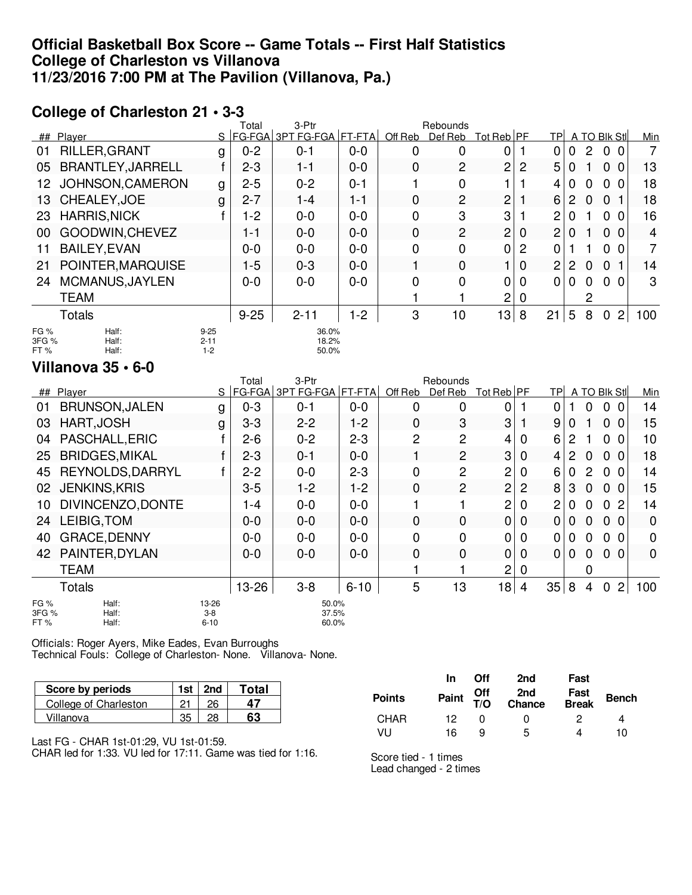# Official Basketball Box Score -- Game Totals -- First Half Statistics
# College of Charleston vs Villanova
# 11/23/2016 7:00 PM at The Pavilion (Villanova, Pa.)

## College of Charleston 21 • 3-3

| ## | Player | S | Total FG-FGA | 3-Ptr 3PT FG-FGA | FT-FTA | Off Reb | Def Reb | Tot Reb | PF | TP | A | TO | Blk | Stl | Min |
|---|---|---|---|---|---|---|---|---|---|---|---|---|---|---|---|
| 01 | RILLER,GRANT | g | 0-2 | 0-1 | 0-0 | 0 | 0 | 0 | 1 | 0 | 0 | 2 | 0 | 0 | 7 |
| 05 | BRANTLEY,JARRELL | f | 2-3 | 1-1 | 0-0 | 0 | 2 | 2 | 2 | 5 | 0 | 1 | 0 | 0 | 13 |
| 12 | JOHNSON,CAMERON | g | 2-5 | 0-2 | 0-1 | 1 | 0 | 1 | 1 | 4 | 0 | 0 | 0 | 0 | 18 |
| 13 | CHEALEY,JOE | g | 2-7 | 1-4 | 1-1 | 0 | 2 | 2 | 1 | 6 | 2 | 0 | 0 | 1 | 18 |
| 23 | HARRIS,NICK | f | 1-2 | 0-0 | 0-0 | 0 | 3 | 3 | 1 | 2 | 0 | 1 | 0 | 0 | 16 |
| 00 | GOODWIN,CHEVEZ | | 1-1 | 0-0 | 0-0 | 0 | 2 | 2 | 0 | 2 | 0 | 1 | 0 | 0 | 4 |
| 11 | BAILEY,EVAN | | 0-0 | 0-0 | 0-0 | 0 | 0 | 0 | 2 | 0 | 1 | 1 | 0 | 0 | 7 |
| 21 | POINTER,MARQUISE | | 1-5 | 0-3 | 0-0 | 1 | 0 | 1 | 0 | 2 | 2 | 0 | 0 | 1 | 14 |
| 24 | MCMANUS,JAYLEN | | 0-0 | 0-0 | 0-0 | 0 | 0 | 0 | 0 | 0 | 0 | 0 | 0 | 0 | 3 |
| | TEAM | | | | | 1 | 1 | 2 | 0 | | | 2 | | | |
| | Totals | | 9-25 | 2-11 | 1-2 | 3 | 10 | 13 | 8 | 21 | 5 | 8 | 0 | 2 | 100 |

FG % Half: 9-25 36.0%
3FG % Half: 2-11 18.2%
FT % Half: 1-2 50.0%

## Villanova 35 • 6-0

| ## | Player | S | Total FG-FGA | 3-Ptr 3PT FG-FGA | FT-FTA | Off Reb | Def Reb | Tot Reb | PF | TP | A | TO | Blk | Stl | Min |
|---|---|---|---|---|---|---|---|---|---|---|---|---|---|---|---|
| 01 | BRUNSON,JALEN | g | 0-3 | 0-1 | 0-0 | 0 | 0 | 0 | 1 | 0 | 1 | 0 | 0 | 0 | 14 |
| 03 | HART,JOSH | g | 3-3 | 2-2 | 1-2 | 0 | 3 | 3 | 1 | 9 | 0 | 1 | 0 | 0 | 15 |
| 04 | PASCHALL,ERIC | f | 2-6 | 0-2 | 2-3 | 2 | 2 | 4 | 0 | 6 | 2 | 1 | 0 | 0 | 10 |
| 25 | BRIDGES,MIKAL | f | 2-3 | 0-1 | 0-0 | 1 | 2 | 3 | 0 | 4 | 2 | 0 | 0 | 0 | 18 |
| 45 | REYNOLDS,DARRYL | f | 2-2 | 0-0 | 2-3 | 0 | 2 | 2 | 0 | 6 | 0 | 2 | 0 | 0 | 14 |
| 02 | JENKINS,KRIS | | 3-5 | 1-2 | 1-2 | 0 | 2 | 2 | 2 | 8 | 3 | 0 | 0 | 0 | 15 |
| 10 | DIVINCENZO,DONTE | | 1-4 | 0-0 | 0-0 | 1 | 1 | 2 | 0 | 2 | 0 | 0 | 0 | 2 | 14 |
| 24 | LEIBIG,TOM | | 0-0 | 0-0 | 0-0 | 0 | 0 | 0 | 0 | 0 | 0 | 0 | 0 | 0 | 0 |
| 40 | GRACE,DENNY | | 0-0 | 0-0 | 0-0 | 0 | 0 | 0 | 0 | 0 | 0 | 0 | 0 | 0 | 0 |
| 42 | PAINTER,DYLAN | | 0-0 | 0-0 | 0-0 | 0 | 0 | 0 | 0 | 0 | 0 | 0 | 0 | 0 | 0 |
| | TEAM | | | | | 1 | 1 | 2 | 0 | | | 0 | | | |
| | Totals | | 13-26 | 3-8 | 6-10 | 5 | 13 | 18 | 4 | 35 | 8 | 4 | 0 | 2 | 100 |

FG % Half: 13-26 50.0%
3FG % Half: 3-8 37.5%
FT % Half: 6-10 60.0%

Officials: Roger Ayers, Mike Eades, Evan Burroughs
Technical Fouls: College of Charleston- None. Villanova- None.

| Score by periods | 1st | 2nd | Total |
|---|---|---|---|
| College of Charleston | 21 | 26 | 47 |
| Villanova | 35 | 28 | 63 |

Last FG - CHAR 1st-01:29, VU 1st-01:59.
CHAR led for 1:33. VU led for 17:11. Game was tied for 1:16.

| Points | In Paint | Off T/O | 2nd Chance | Fast Break | Bench |
|---|---|---|---|---|---|
| CHAR | 12 | 0 | 0 | 2 | 4 |
| VU | 16 | 9 | 5 | 4 | 10 |

Score tied - 1 times
Lead changed - 2 times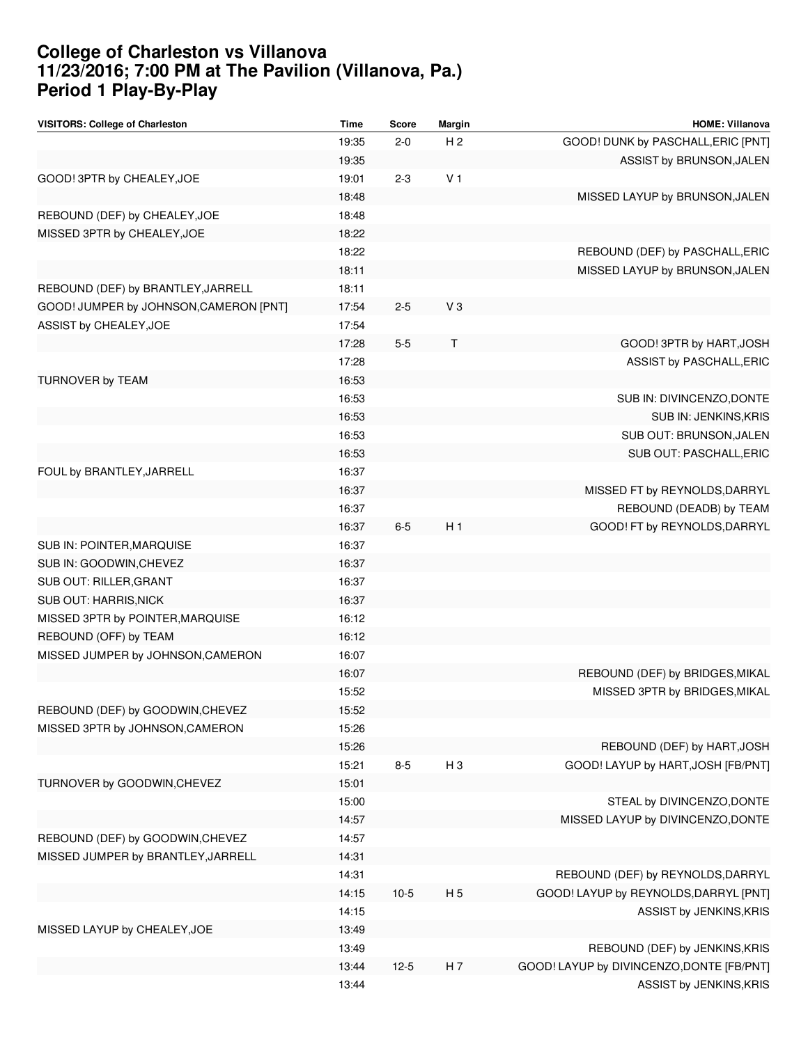# College of Charleston vs Villanova
# 11/23/2016; 7:00 PM at The Pavilion (Villanova, Pa.)
# Period 1 Play-By-Play

| VISITORS: College of Charleston | Time | Score | Margin | HOME: Villanova |
|---|---|---|---|---|
| | 19:35 | 2-0 | H 2 | GOOD! DUNK by PASCHALL,ERIC [PNT] |
| | 19:35 | | | ASSIST by BRUNSON,JALEN |
| GOOD! 3PTR by CHEALEY,JOE | 19:01 | 2-3 | V 1 | |
| | 18:48 | | | MISSED LAYUP by BRUNSON,JALEN |
| REBOUND (DEF) by CHEALEY,JOE | 18:48 | | | |
| MISSED 3PTR by CHEALEY,JOE | 18:22 | | | |
| | 18:22 | | | REBOUND (DEF) by PASCHALL,ERIC |
| | 18:11 | | | MISSED LAYUP by BRUNSON,JALEN |
| REBOUND (DEF) by BRANTLEY,JARRELL | 18:11 | | | |
| GOOD! JUMPER by JOHNSON,CAMERON [PNT] | 17:54 | 2-5 | V 3 | |
| ASSIST by CHEALEY,JOE | 17:54 | | | |
| | 17:28 | 5-5 | T | GOOD! 3PTR by HART,JOSH |
| | 17:28 | | | ASSIST by PASCHALL,ERIC |
| TURNOVER by TEAM | 16:53 | | | |
| | 16:53 | | | SUB IN: DIVINCENZO,DONTE |
| | 16:53 | | | SUB IN: JENKINS,KRIS |
| | 16:53 | | | SUB OUT: BRUNSON,JALEN |
| | 16:53 | | | SUB OUT: PASCHALL,ERIC |
| FOUL by BRANTLEY,JARRELL | 16:37 | | | |
| | 16:37 | | | MISSED FT by REYNOLDS,DARRYL |
| | 16:37 | | | REBOUND (DEADB) by TEAM |
| | 16:37 | 6-5 | H 1 | GOOD! FT by REYNOLDS,DARRYL |
| SUB IN: POINTER,MARQUISE | 16:37 | | | |
| SUB IN: GOODWIN,CHEVEZ | 16:37 | | | |
| SUB OUT: RILLER,GRANT | 16:37 | | | |
| SUB OUT: HARRIS,NICK | 16:37 | | | |
| MISSED 3PTR by POINTER,MARQUISE | 16:12 | | | |
| REBOUND (OFF) by TEAM | 16:12 | | | |
| MISSED JUMPER by JOHNSON,CAMERON | 16:07 | | | |
| | 16:07 | | | REBOUND (DEF) by BRIDGES,MIKAL |
| | 15:52 | | | MISSED 3PTR by BRIDGES,MIKAL |
| REBOUND (DEF) by GOODWIN,CHEVEZ | 15:52 | | | |
| MISSED 3PTR by JOHNSON,CAMERON | 15:26 | | | |
| | 15:26 | | | REBOUND (DEF) by HART,JOSH |
| | 15:21 | 8-5 | H 3 | GOOD! LAYUP by HART,JOSH [FB/PNT] |
| TURNOVER by GOODWIN,CHEVEZ | 15:01 | | | |
| | 15:00 | | | STEAL by DIVINCENZO,DONTE |
| | 14:57 | | | MISSED LAYUP by DIVINCENZO,DONTE |
| REBOUND (DEF) by GOODWIN,CHEVEZ | 14:57 | | | |
| MISSED JUMPER by BRANTLEY,JARRELL | 14:31 | | | |
| | 14:31 | | | REBOUND (DEF) by REYNOLDS,DARRYL |
| | 14:15 | 10-5 | H 5 | GOOD! LAYUP by REYNOLDS,DARRYL [PNT] |
| | 14:15 | | | ASSIST by JENKINS,KRIS |
| MISSED LAYUP by CHEALEY,JOE | 13:49 | | | |
| | 13:49 | | | REBOUND (DEF) by JENKINS,KRIS |
| | 13:44 | 12-5 | H 7 | GOOD! LAYUP by DIVINCENZO,DONTE [FB/PNT] |
| | 13:44 | | | ASSIST by JENKINS,KRIS |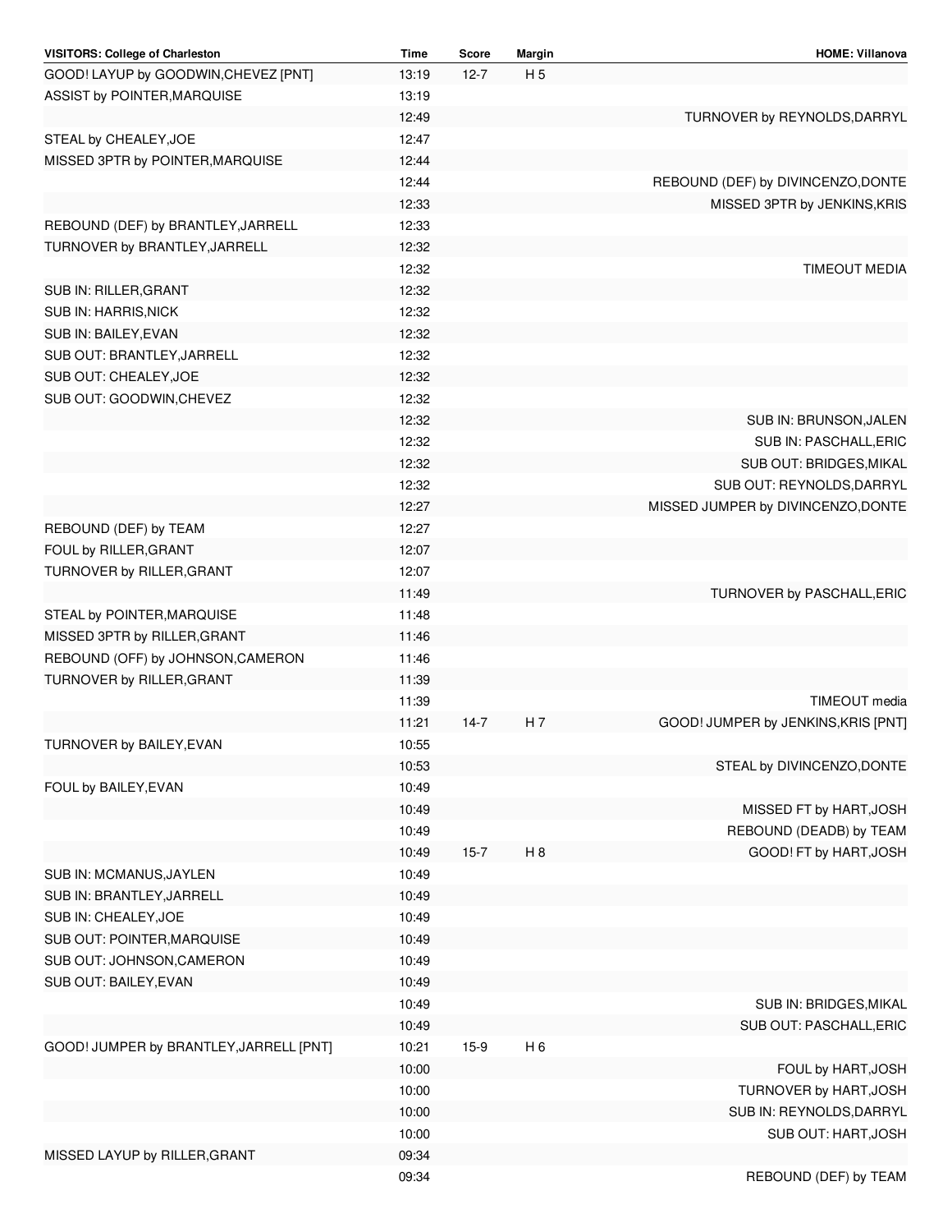| VISITORS: College of Charleston | Time | Score | Margin | HOME: Villanova |
|---|---|---|---|---|
| GOOD! LAYUP by GOODWIN,CHEVEZ [PNT] | 13:19 | 12-7 | H 5 | |
| ASSIST by POINTER,MARQUISE | 13:19 | | | |
| | 12:49 | | | TURNOVER by REYNOLDS,DARRYL |
| STEAL by CHEALEY,JOE | 12:47 | | | |
| MISSED 3PTR by POINTER,MARQUISE | 12:44 | | | |
| | 12:44 | | | REBOUND (DEF) by DIVINCENZO,DONTE |
| | 12:33 | | | MISSED 3PTR by JENKINS,KRIS |
| REBOUND (DEF) by BRANTLEY,JARRELL | 12:33 | | | |
| TURNOVER by BRANTLEY,JARRELL | 12:32 | | | |
| | 12:32 | | | TIMEOUT MEDIA |
| SUB IN: RILLER,GRANT | 12:32 | | | |
| SUB IN: HARRIS,NICK | 12:32 | | | |
| SUB IN: BAILEY,EVAN | 12:32 | | | |
| SUB OUT: BRANTLEY,JARRELL | 12:32 | | | |
| SUB OUT: CHEALEY,JOE | 12:32 | | | |
| SUB OUT: GOODWIN,CHEVEZ | 12:32 | | | |
| | 12:32 | | | SUB IN: BRUNSON,JALEN |
| | 12:32 | | | SUB IN: PASCHALL,ERIC |
| | 12:32 | | | SUB OUT: BRIDGES,MIKAL |
| | 12:32 | | | SUB OUT: REYNOLDS,DARRYL |
| | 12:27 | | | MISSED JUMPER by DIVINCENZO,DONTE |
| REBOUND (DEF) by TEAM | 12:27 | | | |
| FOUL by RILLER,GRANT | 12:07 | | | |
| TURNOVER by RILLER,GRANT | 12:07 | | | |
| | 11:49 | | | TURNOVER by PASCHALL,ERIC |
| STEAL by POINTER,MARQUISE | 11:48 | | | |
| MISSED 3PTR by RILLER,GRANT | 11:46 | | | |
| REBOUND (OFF) by JOHNSON,CAMERON | 11:46 | | | |
| TURNOVER by RILLER,GRANT | 11:39 | | | |
| | 11:39 | | | TIMEOUT media |
| | 11:21 | 14-7 | H 7 | GOOD! JUMPER by JENKINS,KRIS [PNT] |
| TURNOVER by BAILEY,EVAN | 10:55 | | | |
| | 10:53 | | | STEAL by DIVINCENZO,DONTE |
| FOUL by BAILEY,EVAN | 10:49 | | | |
| | 10:49 | | | MISSED FT by HART,JOSH |
| | 10:49 | | | REBOUND (DEADB) by TEAM |
| | 10:49 | 15-7 | H 8 | GOOD! FT by HART,JOSH |
| SUB IN: MCMANUS,JAYLEN | 10:49 | | | |
| SUB IN: BRANTLEY,JARRELL | 10:49 | | | |
| SUB IN: CHEALEY,JOE | 10:49 | | | |
| SUB OUT: POINTER,MARQUISE | 10:49 | | | |
| SUB OUT: JOHNSON,CAMERON | 10:49 | | | |
| SUB OUT: BAILEY,EVAN | 10:49 | | | |
| | 10:49 | | | SUB IN: BRIDGES,MIKAL |
| | 10:49 | | | SUB OUT: PASCHALL,ERIC |
| GOOD! JUMPER by BRANTLEY,JARRELL [PNT] | 10:21 | 15-9 | H 6 | |
| | 10:00 | | | FOUL by HART,JOSH |
| | 10:00 | | | TURNOVER by HART,JOSH |
| | 10:00 | | | SUB IN: REYNOLDS,DARRYL |
| | 10:00 | | | SUB OUT: HART,JOSH |
| MISSED LAYUP by RILLER,GRANT | 09:34 | | | |
| | 09:34 | | | REBOUND (DEF) by TEAM |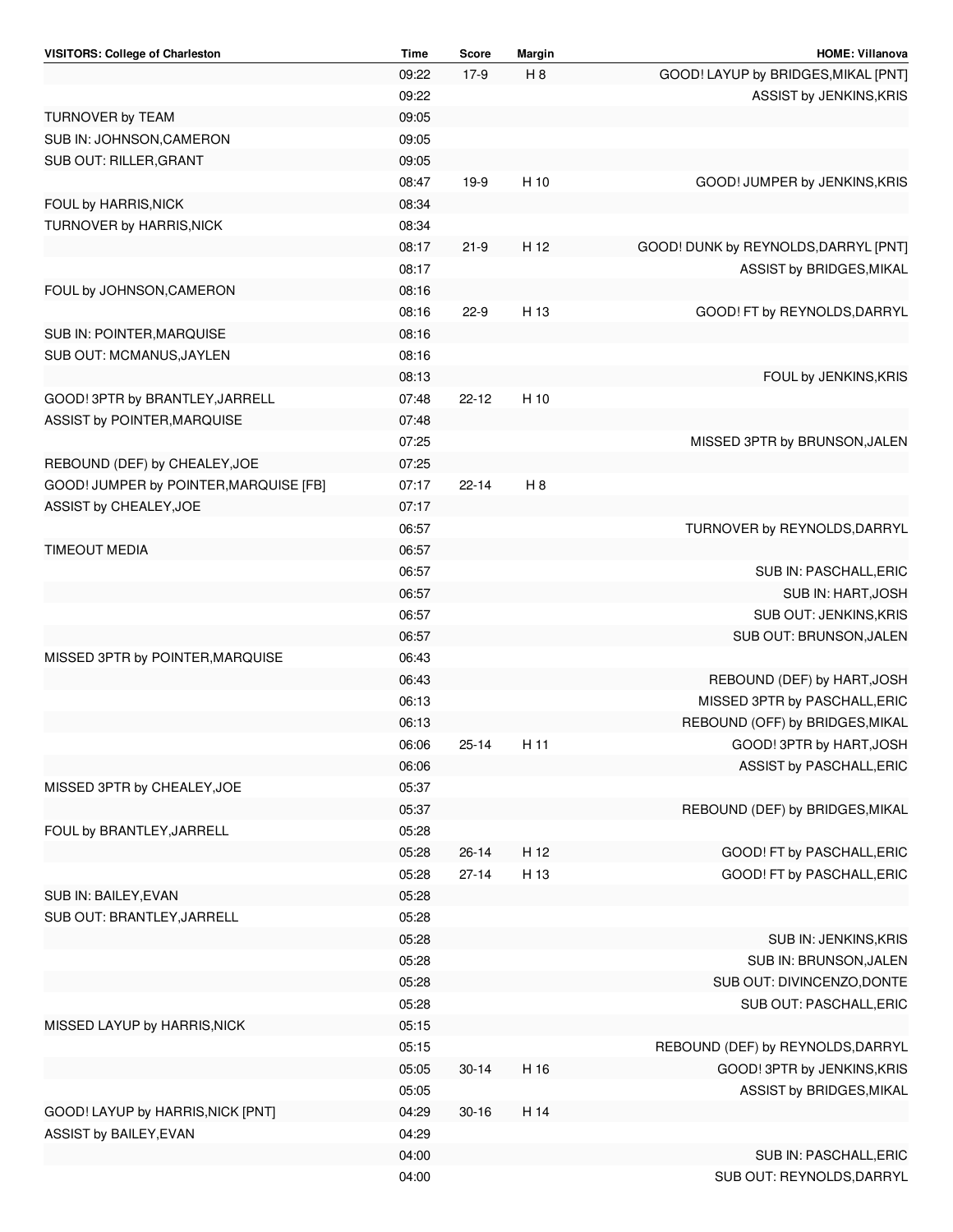| VISITORS: College of Charleston | Time | Score | Margin | HOME: Villanova |
|---|---|---|---|---|
| | 09:22 | 17-9 | H 8 | GOOD! LAYUP by BRIDGES,MIKAL [PNT] |
| | 09:22 | | | ASSIST by JENKINS,KRIS |
| TURNOVER by TEAM | 09:05 | | | |
| SUB IN: JOHNSON,CAMERON | 09:05 | | | |
| SUB OUT: RILLER,GRANT | 09:05 | | | |
| | 08:47 | 19-9 | H 10 | GOOD! JUMPER by JENKINS,KRIS |
| FOUL by HARRIS,NICK | 08:34 | | | |
| TURNOVER by HARRIS,NICK | 08:34 | | | |
| | 08:17 | 21-9 | H 12 | GOOD! DUNK by REYNOLDS,DARRYL [PNT] |
| | 08:17 | | | ASSIST by BRIDGES,MIKAL |
| FOUL by JOHNSON,CAMERON | 08:16 | | | |
| | 08:16 | 22-9 | H 13 | GOOD! FT by REYNOLDS,DARRYL |
| SUB IN: POINTER,MARQUISE | 08:16 | | | |
| SUB OUT: MCMANUS,JAYLEN | 08:16 | | | |
| | 08:13 | | | FOUL by JENKINS,KRIS |
| GOOD! 3PTR by BRANTLEY,JARRELL | 07:48 | 22-12 | H 10 | |
| ASSIST by POINTER,MARQUISE | 07:48 | | | |
| | 07:25 | | | MISSED 3PTR by BRUNSON,JALEN |
| REBOUND (DEF) by CHEALEY,JOE | 07:25 | | | |
| GOOD! JUMPER by POINTER,MARQUISE [FB] | 07:17 | 22-14 | H 8 | |
| ASSIST by CHEALEY,JOE | 07:17 | | | |
| | 06:57 | | | TURNOVER by REYNOLDS,DARRYL |
| TIMEOUT MEDIA | 06:57 | | | |
| | 06:57 | | | SUB IN: PASCHALL,ERIC |
| | 06:57 | | | SUB IN: HART,JOSH |
| | 06:57 | | | SUB OUT: JENKINS,KRIS |
| | 06:57 | | | SUB OUT: BRUNSON,JALEN |
| MISSED 3PTR by POINTER,MARQUISE | 06:43 | | | |
| | 06:43 | | | REBOUND (DEF) by HART,JOSH |
| | 06:13 | | | MISSED 3PTR by PASCHALL,ERIC |
| | 06:13 | | | REBOUND (OFF) by BRIDGES,MIKAL |
| | 06:06 | 25-14 | H 11 | GOOD! 3PTR by HART,JOSH |
| | 06:06 | | | ASSIST by PASCHALL,ERIC |
| MISSED 3PTR by CHEALEY,JOE | 05:37 | | | |
| | 05:37 | | | REBOUND (DEF) by BRIDGES,MIKAL |
| FOUL by BRANTLEY,JARRELL | 05:28 | | | |
| | 05:28 | 26-14 | H 12 | GOOD! FT by PASCHALL,ERIC |
| | 05:28 | 27-14 | H 13 | GOOD! FT by PASCHALL,ERIC |
| SUB IN: BAILEY,EVAN | 05:28 | | | |
| SUB OUT: BRANTLEY,JARRELL | 05:28 | | | |
| | 05:28 | | | SUB IN: JENKINS,KRIS |
| | 05:28 | | | SUB IN: BRUNSON,JALEN |
| | 05:28 | | | SUB OUT: DIVINCENZO,DONTE |
| | 05:28 | | | SUB OUT: PASCHALL,ERIC |
| MISSED LAYUP by HARRIS,NICK | 05:15 | | | |
| | 05:15 | | | REBOUND (DEF) by REYNOLDS,DARRYL |
| | 05:05 | 30-14 | H 16 | GOOD! 3PTR by JENKINS,KRIS |
| | 05:05 | | | ASSIST by BRIDGES,MIKAL |
| GOOD! LAYUP by HARRIS,NICK [PNT] | 04:29 | 30-16 | H 14 | |
| ASSIST by BAILEY,EVAN | 04:29 | | | |
| | 04:00 | | | SUB IN: PASCHALL,ERIC |
| | 04:00 | | | SUB OUT: REYNOLDS,DARRYL |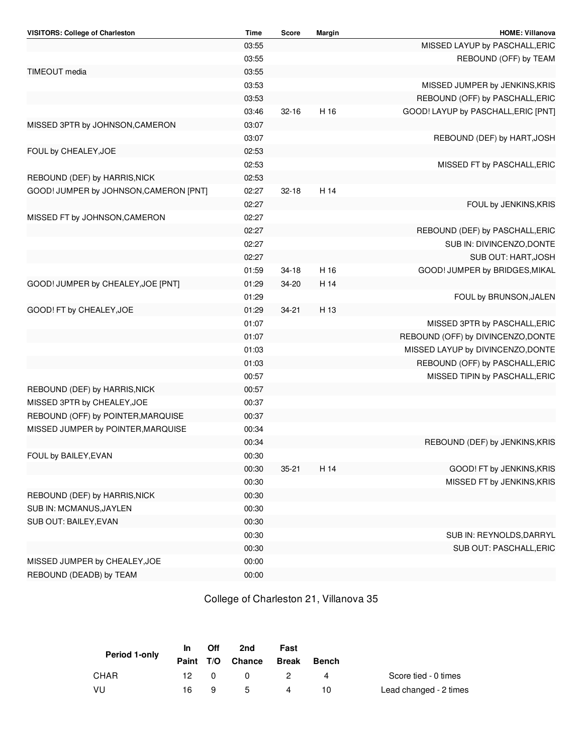| VISITORS: College of Charleston | Time | Score | Margin | HOME: Villanova |
| --- | --- | --- | --- | --- |
| | 03:55 | | | MISSED LAYUP by PASCHALL,ERIC |
| | 03:55 | | | REBOUND (OFF) by TEAM |
| TIMEOUT media | 03:55 | | | |
| | 03:53 | | | MISSED JUMPER by JENKINS,KRIS |
| | 03:53 | | | REBOUND (OFF) by PASCHALL,ERIC |
| | 03:46 | 32-16 | H 16 | GOOD! LAYUP by PASCHALL,ERIC [PNT] |
| MISSED 3PTR by JOHNSON,CAMERON | 03:07 | | | |
| | 03:07 | | | REBOUND (DEF) by HART,JOSH |
| FOUL by CHEALEY,JOE | 02:53 | | | |
| | 02:53 | | | MISSED FT by PASCHALL,ERIC |
| REBOUND (DEF) by HARRIS,NICK | 02:53 | | | |
| GOOD! JUMPER by JOHNSON,CAMERON [PNT] | 02:27 | 32-18 | H 14 | |
| | 02:27 | | | FOUL by JENKINS,KRIS |
| MISSED FT by JOHNSON,CAMERON | 02:27 | | | |
| | 02:27 | | | REBOUND (DEF) by PASCHALL,ERIC |
| | 02:27 | | | SUB IN: DIVINCENZO,DONTE |
| | 02:27 | | | SUB OUT: HART,JOSH |
| | 01:59 | 34-18 | H 16 | GOOD! JUMPER by BRIDGES,MIKAL |
| GOOD! JUMPER by CHEALEY,JOE [PNT] | 01:29 | 34-20 | H 14 | |
| | 01:29 | | | FOUL by BRUNSON,JALEN |
| GOOD! FT by CHEALEY,JOE | 01:29 | 34-21 | H 13 | |
| | 01:07 | | | MISSED 3PTR by PASCHALL,ERIC |
| | 01:07 | | | REBOUND (OFF) by DIVINCENZO,DONTE |
| | 01:03 | | | MISSED LAYUP by DIVINCENZO,DONTE |
| | 01:03 | | | REBOUND (OFF) by PASCHALL,ERIC |
| | 00:57 | | | MISSED TIPIN by PASCHALL,ERIC |
| REBOUND (DEF) by HARRIS,NICK | 00:57 | | | |
| MISSED 3PTR by CHEALEY,JOE | 00:37 | | | |
| REBOUND (OFF) by POINTER,MARQUISE | 00:37 | | | |
| MISSED JUMPER by POINTER,MARQUISE | 00:34 | | | |
| | 00:34 | | | REBOUND (DEF) by JENKINS,KRIS |
| FOUL by BAILEY,EVAN | 00:30 | | | |
| | 00:30 | 35-21 | H 14 | GOOD! FT by JENKINS,KRIS |
| | 00:30 | | | MISSED FT by JENKINS,KRIS |
| REBOUND (DEF) by HARRIS,NICK | 00:30 | | | |
| SUB IN: MCMANUS,JAYLEN | 00:30 | | | |
| SUB OUT: BAILEY,EVAN | 00:30 | | | |
| | 00:30 | | | SUB IN: REYNOLDS,DARRYL |
| | 00:30 | | | SUB OUT: PASCHALL,ERIC |
| MISSED JUMPER by CHEALEY,JOE | 00:00 | | | |
| REBOUND (DEADB) by TEAM | 00:00 | | | |

College of Charleston 21, Villanova 35

| Period 1-only | In Paint | Off T/O | 2nd Chance | Fast Break | Bench | |
| --- | --- | --- | --- | --- | --- | --- |
| CHAR | 12 | 0 | 0 | 2 | 4 | Score tied - 0 times |
| VU | 16 | 9 | 5 | 4 | 10 | Lead changed - 2 times |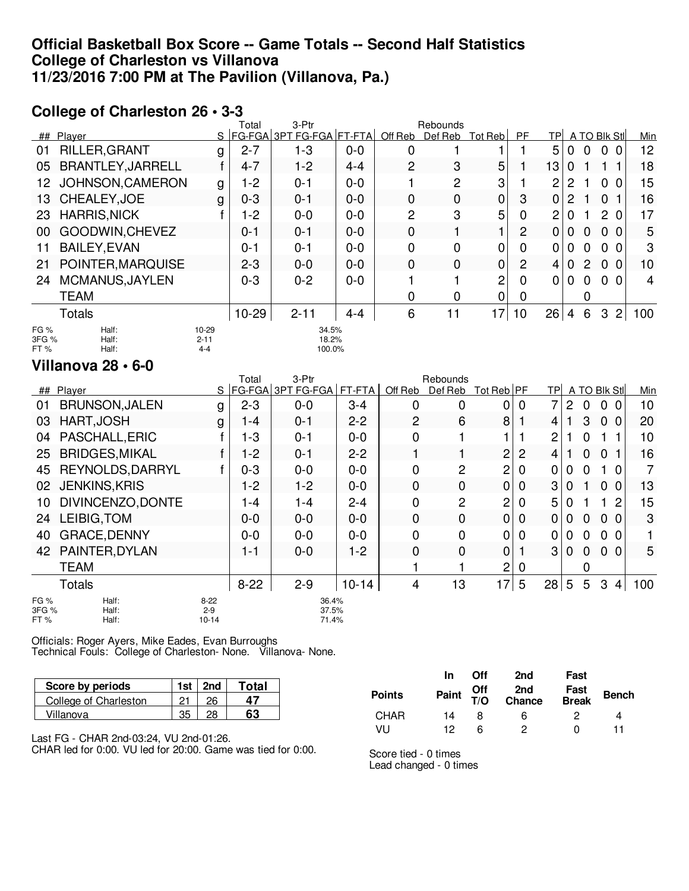# Official Basketball Box Score -- Game Totals -- Second Half Statistics
# College of Charleston vs Villanova
# 11/23/2016 7:00 PM at The Pavilion (Villanova, Pa.)

## College of Charleston 26 • 3-3

| ## | Player | S | Total FG-FGA | 3-Ptr 3PT FG-FGA | FT-FTA | Off Reb | Def Reb | Tot Reb | PF | TP | A | TO | Blk | Stl | Min |
|---|---|---|---|---|---|---|---|---|---|---|---|---|---|---|---|
| 01 | RILLER,GRANT | g | 2-7 | 1-3 | 0-0 | 0 | 1 | 1 | 1 | 5 | 0 | 0 | 0 | 0 | 12 |
| 05 | BRANTLEY,JARRELL | f | 4-7 | 1-2 | 4-4 | 2 | 3 | 5 | 1 | 13 | 0 | 1 | 1 | 1 | 18 |
| 12 | JOHNSON,CAMERON | g | 1-2 | 0-1 | 0-0 | 1 | 2 | 3 | 1 | 2 | 2 | 1 | 0 | 0 | 15 |
| 13 | CHEALEY,JOE | g | 0-3 | 0-1 | 0-0 | 0 | 0 | 0 | 3 | 0 | 2 | 1 | 0 | 1 | 16 |
| 23 | HARRIS,NICK | f | 1-2 | 0-0 | 0-0 | 2 | 3 | 5 | 0 | 2 | 0 | 1 | 2 | 0 | 17 |
| 00 | GOODWIN,CHEVEZ | | 0-1 | 0-1 | 0-0 | 0 | 1 | 1 | 2 | 0 | 0 | 0 | 0 | 0 | 5 |
| 11 | BAILEY,EVAN | | 0-1 | 0-1 | 0-0 | 0 | 0 | 0 | 0 | 0 | 0 | 0 | 0 | 0 | 3 |
| 21 | POINTER,MARQUISE | | 2-3 | 0-0 | 0-0 | 0 | 0 | 0 | 2 | 4 | 0 | 2 | 0 | 0 | 10 |
| 24 | MCMANUS,JAYLEN | | 0-3 | 0-2 | 0-0 | 1 | 1 | 2 | 0 | 0 | 0 | 0 | 0 | 0 | 4 |
| | TEAM | | | | | 0 | 0 | 0 | 0 | | | 0 | | | |
| | Totals | | 10-29 | 2-11 | 4-4 | 6 | 11 | 17 | 10 | 26 | 4 | 6 | 3 | 2 | 100 |

FG % Half: 10-29 34.5%
3FG % Half: 2-11 18.2%
FT % Half: 4-4 100.0%

## Villanova 28 • 6-0

| ## | Player | S | Total FG-FGA | 3-Ptr 3PT FG-FGA | FT-FTA | Off Reb | Def Reb | Tot Reb | PF | TP | A | TO | Blk | Stl | Min |
|---|---|---|---|---|---|---|---|---|---|---|---|---|---|---|---|
| 01 | BRUNSON,JALEN | g | 2-3 | 0-0 | 3-4 | 0 | 0 | 0 | 0 | 7 | 2 | 0 | 0 | 0 | 10 |
| 03 | HART,JOSH | g | 1-4 | 0-1 | 2-2 | 2 | 6 | 8 | 1 | 4 | 1 | 3 | 0 | 0 | 20 |
| 04 | PASCHALL,ERIC | f | 1-3 | 0-1 | 0-0 | 0 | 1 | 1 | 1 | 2 | 1 | 0 | 1 | 1 | 10 |
| 25 | BRIDGES,MIKAL | f | 1-2 | 0-1 | 2-2 | 1 | 1 | 2 | 2 | 4 | 1 | 0 | 0 | 1 | 16 |
| 45 | REYNOLDS,DARRYL | f | 0-3 | 0-0 | 0-0 | 0 | 2 | 2 | 0 | 0 | 0 | 0 | 1 | 0 | 7 |
| 02 | JENKINS,KRIS | | 1-2 | 1-2 | 0-0 | 0 | 0 | 0 | 0 | 3 | 0 | 1 | 0 | 0 | 13 |
| 10 | DIVINCENZO,DONTE | | 1-4 | 1-4 | 2-4 | 0 | 2 | 2 | 0 | 5 | 0 | 1 | 1 | 2 | 15 |
| 24 | LEIBIG,TOM | | 0-0 | 0-0 | 0-0 | 0 | 0 | 0 | 0 | 0 | 0 | 0 | 0 | 0 | 3 |
| 40 | GRACE,DENNY | | 0-0 | 0-0 | 0-0 | 0 | 0 | 0 | 0 | 0 | 0 | 0 | 0 | 0 | 1 |
| 42 | PAINTER,DYLAN | | 1-1 | 0-0 | 1-2 | 0 | 0 | 0 | 1 | 3 | 0 | 0 | 0 | 0 | 5 |
| | TEAM | | | | | 1 | 1 | 2 | 0 | | | 0 | | | |
| | Totals | | 8-22 | 2-9 | 10-14 | 4 | 13 | 17 | 5 | 28 | 5 | 5 | 3 | 4 | 100 |

FG % Half: 8-22 36.4%
3FG % Half: 2-9 37.5%
FT % Half: 10-14 71.4%

Officials: Roger Ayers, Mike Eades, Evan Burroughs
Technical Fouls: College of Charleston- None. Villanova- None.

| Score by periods | 1st | 2nd | Total |
|---|---|---|---|
| College of Charleston | 21 | 26 | 47 |
| Villanova | 35 | 28 | 63 |

Last FG - CHAR 2nd-03:24, VU 2nd-01:26.
CHAR led for 0:00. VU led for 20:00. Game was tied for 0:00.

| Points | In Paint | Off T/O | 2nd Chance | Fast Break | Bench |
|---|---|---|---|---|---|
| CHAR | 14 | 8 | 6 | 2 | 4 |
| VU | 12 | 6 | 2 | 0 | 11 |

Score tied - 0 times
Lead changed - 0 times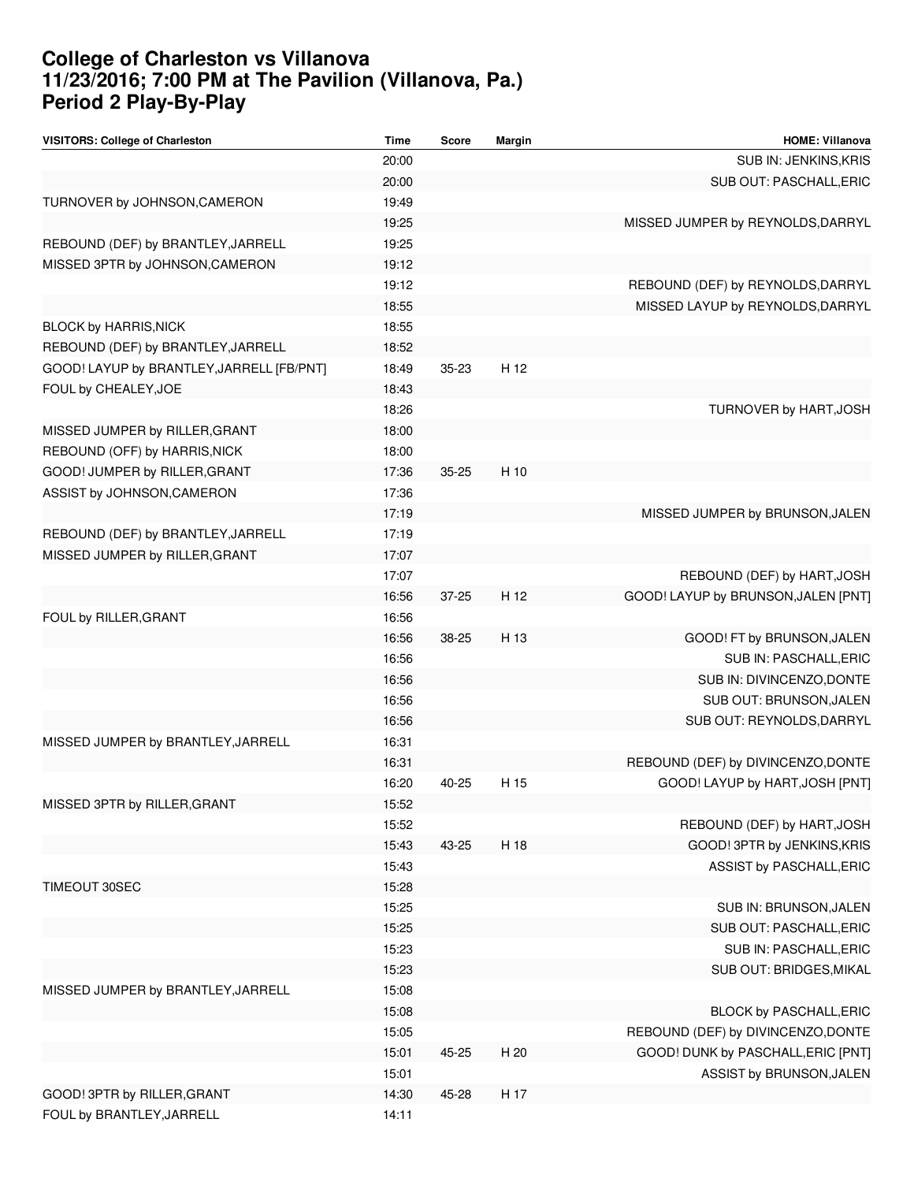# College of Charleston vs Villanova
# 11/23/2016; 7:00 PM at The Pavilion (Villanova, Pa.)
# Period 2 Play-By-Play

| VISITORS: College of Charleston | Time | Score | Margin | HOME: Villanova |
|---|---|---|---|---|
| | 20:00 | | | SUB IN: JENKINS,KRIS |
| | 20:00 | | | SUB OUT: PASCHALL,ERIC |
| TURNOVER by JOHNSON,CAMERON | 19:49 | | | |
| | 19:25 | | | MISSED JUMPER by REYNOLDS,DARRYL |
| REBOUND (DEF) by BRANTLEY,JARRELL | 19:25 | | | |
| MISSED 3PTR by JOHNSON,CAMERON | 19:12 | | | |
| | 19:12 | | | REBOUND (DEF) by REYNOLDS,DARRYL |
| | 18:55 | | | MISSED LAYUP by REYNOLDS,DARRYL |
| BLOCK by HARRIS,NICK | 18:55 | | | |
| REBOUND (DEF) by BRANTLEY,JARRELL | 18:52 | | | |
| GOOD! LAYUP by BRANTLEY,JARRELL [FB/PNT] | 18:49 | 35-23 | H 12 | |
| FOUL by CHEALEY,JOE | 18:43 | | | |
| | 18:26 | | | TURNOVER by HART,JOSH |
| MISSED JUMPER by RILLER,GRANT | 18:00 | | | |
| REBOUND (OFF) by HARRIS,NICK | 18:00 | | | |
| GOOD! JUMPER by RILLER,GRANT | 17:36 | 35-25 | H 10 | |
| ASSIST by JOHNSON,CAMERON | 17:36 | | | |
| | 17:19 | | | MISSED JUMPER by BRUNSON,JALEN |
| REBOUND (DEF) by BRANTLEY,JARRELL | 17:19 | | | |
| MISSED JUMPER by RILLER,GRANT | 17:07 | | | |
| | 17:07 | | | REBOUND (DEF) by HART,JOSH |
| | 16:56 | 37-25 | H 12 | GOOD! LAYUP by BRUNSON,JALEN [PNT] |
| FOUL by RILLER,GRANT | 16:56 | | | |
| | 16:56 | 38-25 | H 13 | GOOD! FT by BRUNSON,JALEN |
| | 16:56 | | | SUB IN: PASCHALL,ERIC |
| | 16:56 | | | SUB IN: DIVINCENZO,DONTE |
| | 16:56 | | | SUB OUT: BRUNSON,JALEN |
| | 16:56 | | | SUB OUT: REYNOLDS,DARRYL |
| MISSED JUMPER by BRANTLEY,JARRELL | 16:31 | | | |
| | 16:31 | | | REBOUND (DEF) by DIVINCENZO,DONTE |
| | 16:20 | 40-25 | H 15 | GOOD! LAYUP by HART,JOSH [PNT] |
| MISSED 3PTR by RILLER,GRANT | 15:52 | | | |
| | 15:52 | | | REBOUND (DEF) by HART,JOSH |
| | 15:43 | 43-25 | H 18 | GOOD! 3PTR by JENKINS,KRIS |
| | 15:43 | | | ASSIST by PASCHALL,ERIC |
| TIMEOUT 30SEC | 15:28 | | | |
| | 15:25 | | | SUB IN: BRUNSON,JALEN |
| | 15:25 | | | SUB OUT: PASCHALL,ERIC |
| | 15:23 | | | SUB IN: PASCHALL,ERIC |
| | 15:23 | | | SUB OUT: BRIDGES,MIKAL |
| MISSED JUMPER by BRANTLEY,JARRELL | 15:08 | | | |
| | 15:08 | | | BLOCK by PASCHALL,ERIC |
| | 15:05 | | | REBOUND (DEF) by DIVINCENZO,DONTE |
| | 15:01 | 45-25 | H 20 | GOOD! DUNK by PASCHALL,ERIC [PNT] |
| | 15:01 | | | ASSIST by BRUNSON,JALEN |
| GOOD! 3PTR by RILLER,GRANT | 14:30 | 45-28 | H 17 | |
| FOUL by BRANTLEY,JARRELL | 14:11 | | | |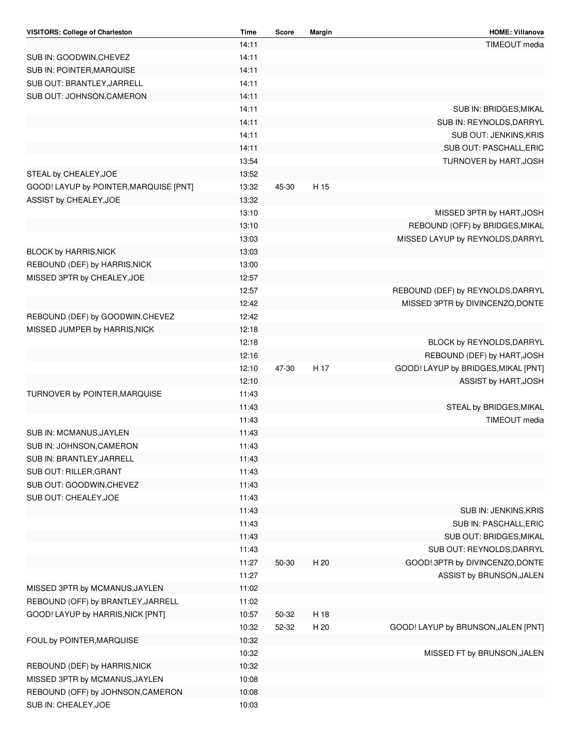| VISITORS: College of Charleston | Time | Score | Margin | HOME: Villanova |
|---|---|---|---|---|
| | 14:11 | | | TIMEOUT media |
| SUB IN: GOODWIN,CHEVEZ | 14:11 | | | |
| SUB IN: POINTER,MARQUISE | 14:11 | | | |
| SUB OUT: BRANTLEY,JARRELL | 14:11 | | | |
| SUB OUT: JOHNSON,CAMERON | 14:11 | | | |
| | 14:11 | | | SUB IN: BRIDGES,MIKAL |
| | 14:11 | | | SUB IN: REYNOLDS,DARRYL |
| | 14:11 | | | SUB OUT: JENKINS,KRIS |
| | 14:11 | | | SUB OUT: PASCHALL,ERIC |
| | 13:54 | | | TURNOVER by HART,JOSH |
| STEAL by CHEALEY,JOE | 13:52 | | | |
| GOOD! LAYUP by POINTER,MARQUISE [PNT] | 13:32 | 45-30 | H 15 | |
| ASSIST by CHEALEY,JOE | 13:32 | | | |
| | 13:10 | | | MISSED 3PTR by HART,JOSH |
| | 13:10 | | | REBOUND (OFF) by BRIDGES,MIKAL |
| | 13:03 | | | MISSED LAYUP by REYNOLDS,DARRYL |
| BLOCK by HARRIS,NICK | 13:03 | | | |
| REBOUND (DEF) by HARRIS,NICK | 13:00 | | | |
| MISSED 3PTR by CHEALEY,JOE | 12:57 | | | |
| | 12:57 | | | REBOUND (DEF) by REYNOLDS,DARRYL |
| | 12:42 | | | MISSED 3PTR by DIVINCENZO,DONTE |
| REBOUND (DEF) by GOODWIN,CHEVEZ | 12:42 | | | |
| MISSED JUMPER by HARRIS,NICK | 12:18 | | | |
| | 12:18 | | | BLOCK by REYNOLDS,DARRYL |
| | 12:16 | | | REBOUND (DEF) by HART,JOSH |
| | 12:10 | 47-30 | H 17 | GOOD! LAYUP by BRIDGES,MIKAL [PNT] |
| | 12:10 | | | ASSIST by HART,JOSH |
| TURNOVER by POINTER,MARQUISE | 11:43 | | | |
| | 11:43 | | | STEAL by BRIDGES,MIKAL |
| | 11:43 | | | TIMEOUT media |
| SUB IN: MCMANUS,JAYLEN | 11:43 | | | |
| SUB IN: JOHNSON,CAMERON | 11:43 | | | |
| SUB IN: BRANTLEY,JARRELL | 11:43 | | | |
| SUB OUT: RILLER,GRANT | 11:43 | | | |
| SUB OUT: GOODWIN,CHEVEZ | 11:43 | | | |
| SUB OUT: CHEALEY,JOE | 11:43 | | | |
| | 11:43 | | | SUB IN: JENKINS,KRIS |
| | 11:43 | | | SUB IN: PASCHALL,ERIC |
| | 11:43 | | | SUB OUT: BRIDGES,MIKAL |
| | 11:43 | | | SUB OUT: REYNOLDS,DARRYL |
| | 11:27 | 50-30 | H 20 | GOOD! 3PTR by DIVINCENZO,DONTE |
| | 11:27 | | | ASSIST by BRUNSON,JALEN |
| MISSED 3PTR by MCMANUS,JAYLEN | 11:02 | | | |
| REBOUND (OFF) by BRANTLEY,JARRELL | 11:02 | | | |
| GOOD! LAYUP by HARRIS,NICK [PNT] | 10:57 | 50-32 | H 18 | |
| | 10:32 | 52-32 | H 20 | GOOD! LAYUP by BRUNSON,JALEN [PNT] |
| FOUL by POINTER,MARQUISE | 10:32 | | | |
| | 10:32 | | | MISSED FT by BRUNSON,JALEN |
| REBOUND (DEF) by HARRIS,NICK | 10:32 | | | |
| MISSED 3PTR by MCMANUS,JAYLEN | 10:08 | | | |
| REBOUND (OFF) by JOHNSON,CAMERON | 10:08 | | | |
| SUB IN: CHEALEY,JOE | 10:03 | | | |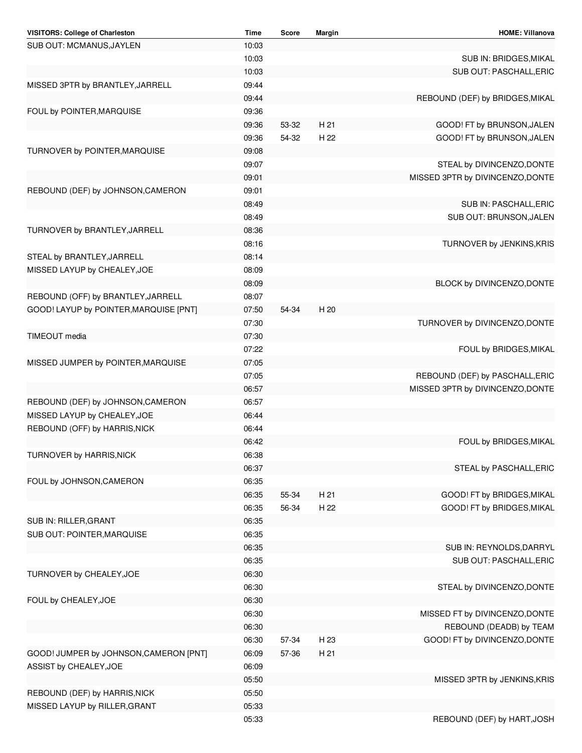| VISITORS: College of Charleston | Time | Score | Margin | HOME: Villanova |
|---|---|---|---|---|
| SUB OUT: MCMANUS,JAYLEN | 10:03 | | | |
| | 10:03 | | | SUB IN: BRIDGES,MIKAL |
| | 10:03 | | | SUB OUT: PASCHALL,ERIC |
| MISSED 3PTR by BRANTLEY,JARRELL | 09:44 | | | |
| | 09:44 | | | REBOUND (DEF) by BRIDGES,MIKAL |
| FOUL by POINTER,MARQUISE | 09:36 | | | |
| | 09:36 | 53-32 | H 21 | GOOD! FT by BRUNSON,JALEN |
| | 09:36 | 54-32 | H 22 | GOOD! FT by BRUNSON,JALEN |
| TURNOVER by POINTER,MARQUISE | 09:08 | | | |
| | 09:07 | | | STEAL by DIVINCENZO,DONTE |
| | 09:01 | | | MISSED 3PTR by DIVINCENZO,DONTE |
| REBOUND (DEF) by JOHNSON,CAMERON | 09:01 | | | |
| | 08:49 | | | SUB IN: PASCHALL,ERIC |
| | 08:49 | | | SUB OUT: BRUNSON,JALEN |
| TURNOVER by BRANTLEY,JARRELL | 08:36 | | | |
| | 08:16 | | | TURNOVER by JENKINS,KRIS |
| STEAL by BRANTLEY,JARRELL | 08:14 | | | |
| MISSED LAYUP by CHEALEY,JOE | 08:09 | | | |
| | 08:09 | | | BLOCK by DIVINCENZO,DONTE |
| REBOUND (OFF) by BRANTLEY,JARRELL | 08:07 | | | |
| GOOD! LAYUP by POINTER,MARQUISE [PNT] | 07:50 | 54-34 | H 20 | |
| | 07:30 | | | TURNOVER by DIVINCENZO,DONTE |
| TIMEOUT media | 07:30 | | | |
| | 07:22 | | | FOUL by BRIDGES,MIKAL |
| MISSED JUMPER by POINTER,MARQUISE | 07:05 | | | |
| | 07:05 | | | REBOUND (DEF) by PASCHALL,ERIC |
| | 06:57 | | | MISSED 3PTR by DIVINCENZO,DONTE |
| REBOUND (DEF) by JOHNSON,CAMERON | 06:57 | | | |
| MISSED LAYUP by CHEALEY,JOE | 06:44 | | | |
| REBOUND (OFF) by HARRIS,NICK | 06:44 | | | |
| | 06:42 | | | FOUL by BRIDGES,MIKAL |
| TURNOVER by HARRIS,NICK | 06:38 | | | |
| | 06:37 | | | STEAL by PASCHALL,ERIC |
| FOUL by JOHNSON,CAMERON | 06:35 | | | |
| | 06:35 | 55-34 | H 21 | GOOD! FT by BRIDGES,MIKAL |
| | 06:35 | 56-34 | H 22 | GOOD! FT by BRIDGES,MIKAL |
| SUB IN: RILLER,GRANT | 06:35 | | | |
| SUB OUT: POINTER,MARQUISE | 06:35 | | | |
| | 06:35 | | | SUB IN: REYNOLDS,DARRYL |
| | 06:35 | | | SUB OUT: PASCHALL,ERIC |
| TURNOVER by CHEALEY,JOE | 06:30 | | | |
| | 06:30 | | | STEAL by DIVINCENZO,DONTE |
| FOUL by CHEALEY,JOE | 06:30 | | | |
| | 06:30 | | | MISSED FT by DIVINCENZO,DONTE |
| | 06:30 | | | REBOUND (DEADB) by TEAM |
| | 06:30 | 57-34 | H 23 | GOOD! FT by DIVINCENZO,DONTE |
| GOOD! JUMPER by JOHNSON,CAMERON [PNT] | 06:09 | 57-36 | H 21 | |
| ASSIST by CHEALEY,JOE | 06:09 | | | |
| | 05:50 | | | MISSED 3PTR by JENKINS,KRIS |
| REBOUND (DEF) by HARRIS,NICK | 05:50 | | | |
| MISSED LAYUP by RILLER,GRANT | 05:33 | | | |
| | 05:33 | | | REBOUND (DEF) by HART,JOSH |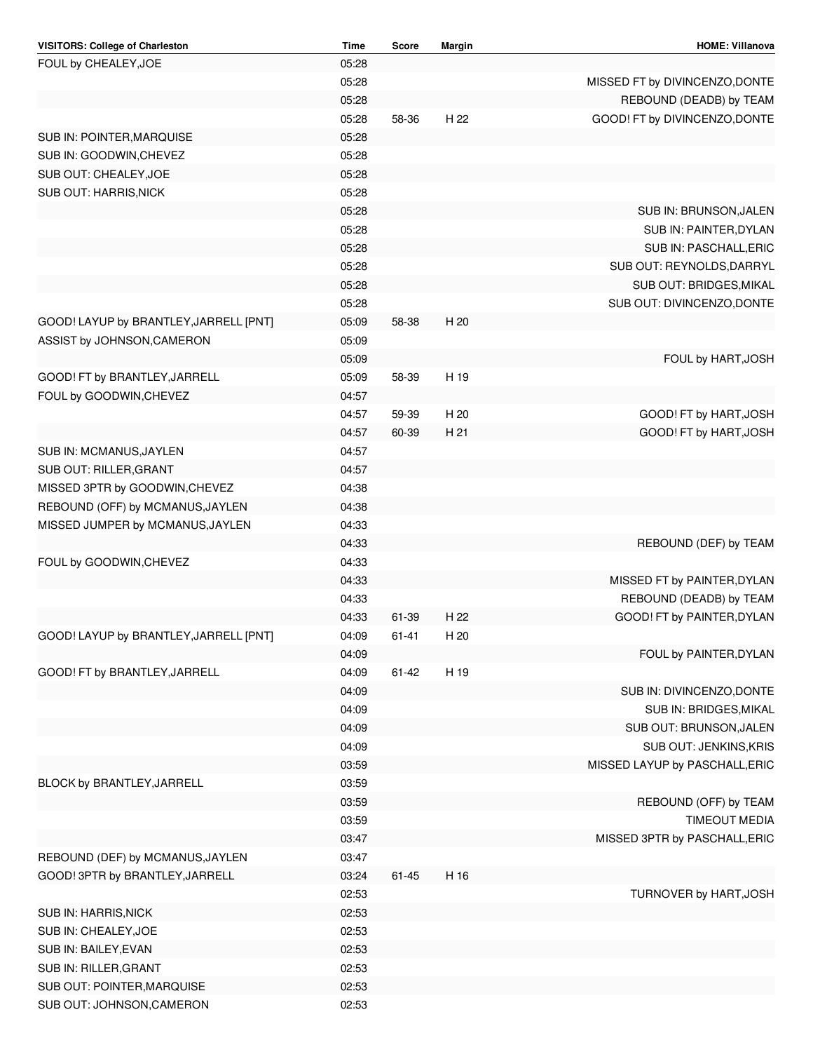| VISITORS: College of Charleston | Time | Score | Margin | HOME: Villanova |
| --- | --- | --- | --- | --- |
| FOUL by CHEALEY,JOE | 05:28 | | | |
| | 05:28 | | | MISSED FT by DIVINCENZO,DONTE |
| | 05:28 | | | REBOUND (DEADB) by TEAM |
| | 05:28 | 58-36 | H 22 | GOOD! FT by DIVINCENZO,DONTE |
| SUB IN: POINTER,MARQUISE | 05:28 | | | |
| SUB IN: GOODWIN,CHEVEZ | 05:28 | | | |
| SUB OUT: CHEALEY,JOE | 05:28 | | | |
| SUB OUT: HARRIS,NICK | 05:28 | | | |
| | 05:28 | | | SUB IN: BRUNSON,JALEN |
| | 05:28 | | | SUB IN: PAINTER,DYLAN |
| | 05:28 | | | SUB IN: PASCHALL,ERIC |
| | 05:28 | | | SUB OUT: REYNOLDS,DARRYL |
| | 05:28 | | | SUB OUT: BRIDGES,MIKAL |
| | 05:28 | | | SUB OUT: DIVINCENZO,DONTE |
| GOOD! LAYUP by BRANTLEY,JARRELL [PNT] | 05:09 | 58-38 | H 20 | |
| ASSIST by JOHNSON,CAMERON | 05:09 | | | |
| | 05:09 | | | FOUL by HART,JOSH |
| GOOD! FT by BRANTLEY,JARRELL | 05:09 | 58-39 | H 19 | |
| FOUL by GOODWIN,CHEVEZ | 04:57 | | | |
| | 04:57 | 59-39 | H 20 | GOOD! FT by HART,JOSH |
| | 04:57 | 60-39 | H 21 | GOOD! FT by HART,JOSH |
| SUB IN: MCMANUS,JAYLEN | 04:57 | | | |
| SUB OUT: RILLER,GRANT | 04:57 | | | |
| MISSED 3PTR by GOODWIN,CHEVEZ | 04:38 | | | |
| REBOUND (OFF) by MCMANUS,JAYLEN | 04:38 | | | |
| MISSED JUMPER by MCMANUS,JAYLEN | 04:33 | | | |
| | 04:33 | | | REBOUND (DEF) by TEAM |
| FOUL by GOODWIN,CHEVEZ | 04:33 | | | |
| | 04:33 | | | MISSED FT by PAINTER,DYLAN |
| | 04:33 | | | REBOUND (DEADB) by TEAM |
| | 04:33 | 61-39 | H 22 | GOOD! FT by PAINTER,DYLAN |
| GOOD! LAYUP by BRANTLEY,JARRELL [PNT] | 04:09 | 61-41 | H 20 | |
| | 04:09 | | | FOUL by PAINTER,DYLAN |
| GOOD! FT by BRANTLEY,JARRELL | 04:09 | 61-42 | H 19 | |
| | 04:09 | | | SUB IN: DIVINCENZO,DONTE |
| | 04:09 | | | SUB IN: BRIDGES,MIKAL |
| | 04:09 | | | SUB OUT: BRUNSON,JALEN |
| | 04:09 | | | SUB OUT: JENKINS,KRIS |
| | 03:59 | | | MISSED LAYUP by PASCHALL,ERIC |
| BLOCK by BRANTLEY,JARRELL | 03:59 | | | |
| | 03:59 | | | REBOUND (OFF) by TEAM |
| | 03:59 | | | TIMEOUT MEDIA |
| | 03:47 | | | MISSED 3PTR by PASCHALL,ERIC |
| REBOUND (DEF) by MCMANUS,JAYLEN | 03:47 | | | |
| GOOD! 3PTR by BRANTLEY,JARRELL | 03:24 | 61-45 | H 16 | |
| | 02:53 | | | TURNOVER by HART,JOSH |
| SUB IN: HARRIS,NICK | 02:53 | | | |
| SUB IN: CHEALEY,JOE | 02:53 | | | |
| SUB IN: BAILEY,EVAN | 02:53 | | | |
| SUB IN: RILLER,GRANT | 02:53 | | | |
| SUB OUT: POINTER,MARQUISE | 02:53 | | | |
| SUB OUT: JOHNSON,CAMERON | 02:53 | | | |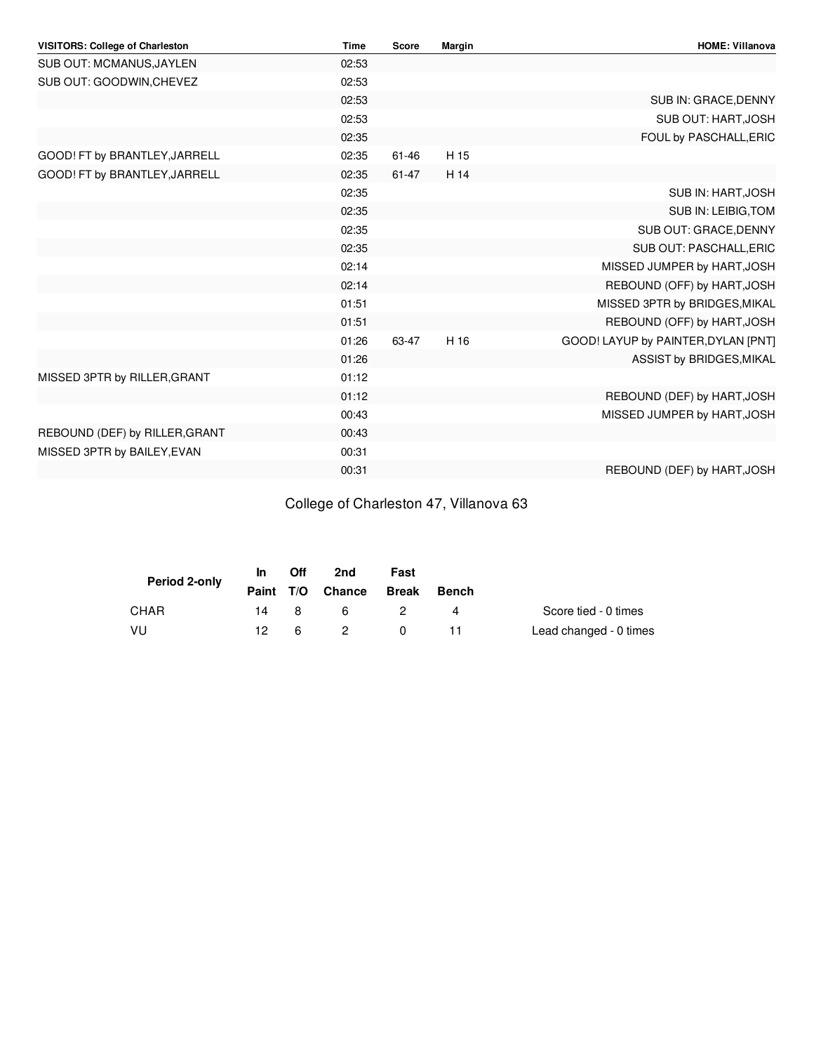| VISITORS: College of Charleston | Time | Score | Margin | HOME: Villanova |
|---|---|---|---|---|
| SUB OUT: MCMANUS,JAYLEN | 02:53 | | | |
| SUB OUT: GOODWIN,CHEVEZ | 02:53 | | | |
| | 02:53 | | | SUB IN: GRACE,DENNY |
| | 02:53 | | | SUB OUT: HART,JOSH |
| | 02:35 | | | FOUL by PASCHALL,ERIC |
| GOOD! FT by BRANTLEY,JARRELL | 02:35 | 61-46 | H 15 | |
| GOOD! FT by BRANTLEY,JARRELL | 02:35 | 61-47 | H 14 | |
| | 02:35 | | | SUB IN: HART,JOSH |
| | 02:35 | | | SUB IN: LEIBIG,TOM |
| | 02:35 | | | SUB OUT: GRACE,DENNY |
| | 02:35 | | | SUB OUT: PASCHALL,ERIC |
| | 02:14 | | | MISSED JUMPER by HART,JOSH |
| | 02:14 | | | REBOUND (OFF) by HART,JOSH |
| | 01:51 | | | MISSED 3PTR by BRIDGES,MIKAL |
| | 01:51 | | | REBOUND (OFF) by HART,JOSH |
| | 01:26 | 63-47 | H 16 | GOOD! LAYUP by PAINTER,DYLAN [PNT] |
| | 01:26 | | | ASSIST by BRIDGES,MIKAL |
| MISSED 3PTR by RILLER,GRANT | 01:12 | | | |
| | 01:12 | | | REBOUND (DEF) by HART,JOSH |
| | 00:43 | | | MISSED JUMPER by HART,JOSH |
| REBOUND (DEF) by RILLER,GRANT | 00:43 | | | |
| MISSED 3PTR by BAILEY,EVAN | 00:31 | | | |
| | 00:31 | | | REBOUND (DEF) by HART,JOSH |

College of Charleston 47, Villanova 63

| Period 2-only | In Paint | Off T/O | 2nd Chance | Fast Break | Bench |
|---|---|---|---|---|---|
| CHAR | 14 | 8 | 6 | 2 | 4 |
| VU | 12 | 6 | 2 | 0 | 11 |

Score tied - 0 times

Lead changed - 0 times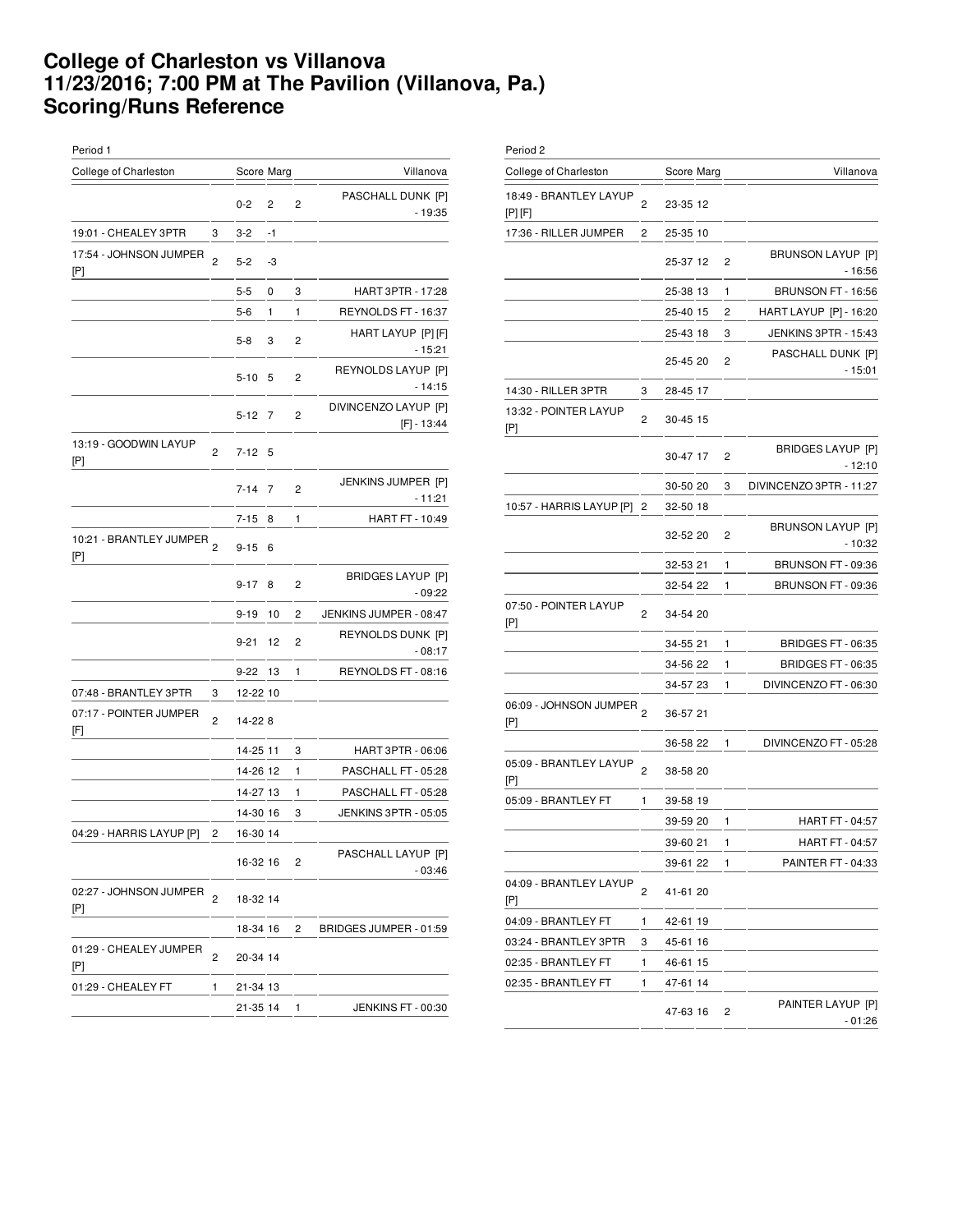# College of Charleston vs Villanova
# 11/23/2016; 7:00 PM at The Pavilion (Villanova, Pa.)
# Scoring/Runs Reference

Period 1

| College of Charleston | | Score | Marg | | Villanova |
|---|---|---|---|---|---|
| | | 0-2 | 2 | 2 | PASCHALL DUNK [P] - 19:35 |
| 19:01 - CHEALEY 3PTR | 3 | 3-2 | -1 | | |
| 17:54 - JOHNSON JUMPER [P] | 2 | 5-2 | -3 | | |
| | | 5-5 | 0 | 3 | HART 3PTR - 17:28 |
| | | 5-6 | 1 | 1 | REYNOLDS FT - 16:37 |
| | | 5-8 | 3 | 2 | HART LAYUP [P] [F] - 15:21 |
| | | 5-10 | 5 | 2 | REYNOLDS LAYUP [P] - 14:15 |
| | | 5-12 | 7 | 2 | DIVINCENZO LAYUP [P] [F] - 13:44 |
| 13:19 - GOODWIN LAYUP [P] | 2 | 7-12 | 5 | | |
| | | 7-14 | 7 | 2 | JENKINS JUMPER [P] - 11:21 |
| | | 7-15 | 8 | 1 | HART FT - 10:49 |
| 10:21 - BRANTLEY JUMPER [P] | 2 | 9-15 | 6 | | |
| | | 9-17 | 8 | 2 | BRIDGES LAYUP [P] - 09:22 |
| | | 9-19 | 10 | 2 | JENKINS JUMPER - 08:47 |
| | | 9-21 | 12 | 2 | REYNOLDS DUNK [P] - 08:17 |
| | | 9-22 | 13 | 1 | REYNOLDS FT - 08:16 |
| 07:48 - BRANTLEY 3PTR | 3 | 12-22 | 10 | | |
| 07:17 - POINTER JUMPER [F] | 2 | 14-22 | 8 | | |
| | | 14-25 | 11 | 3 | HART 3PTR - 06:06 |
| | | 14-26 | 12 | 1 | PASCHALL FT - 05:28 |
| | | 14-27 | 13 | 1 | PASCHALL FT - 05:28 |
| | | 14-30 | 16 | 3 | JENKINS 3PTR - 05:05 |
| 04:29 - HARRIS LAYUP [P] | 2 | 16-30 | 14 | | |
| | | 16-32 | 16 | 2 | PASCHALL LAYUP [P] - 03:46 |
| 02:27 - JOHNSON JUMPER [P] | 2 | 18-32 | 14 | | |
| | | 18-34 | 16 | 2 | BRIDGES JUMPER - 01:59 |
| 01:29 - CHEALEY JUMPER [P] | 2 | 20-34 | 14 | | |
| 01:29 - CHEALEY FT | 1 | 21-34 | 13 | | |
| | | 21-35 | 14 | 1 | JENKINS FT - 00:30 |

Period 2

| College of Charleston | | Score | Marg | | Villanova |
|---|---|---|---|---|---|
| 18:49 - BRANTLEY LAYUP [P] [F] | 2 | 23-35 | 12 | | |
| 17:36 - RILLER JUMPER | 2 | 25-35 | 10 | | |
| | | 25-37 | 12 | 2 | BRUNSON LAYUP [P] - 16:56 |
| | | 25-38 | 13 | 1 | BRUNSON FT - 16:56 |
| | | 25-40 | 15 | 2 | HART LAYUP [P] - 16:20 |
| | | 25-43 | 18 | 3 | JENKINS 3PTR - 15:43 |
| | | 25-45 | 20 | 2 | PASCHALL DUNK [P] - 15:01 |
| 14:30 - RILLER 3PTR | 3 | 28-45 | 17 | | |
| 13:32 - POINTER LAYUP [P] | 2 | 30-45 | 15 | | |
| | | 30-47 | 17 | 2 | BRIDGES LAYUP [P] - 12:10 |
| | | 30-50 | 20 | 3 | DIVINCENZO 3PTR - 11:27 |
| 10:57 - HARRIS LAYUP [P] | 2 | 32-50 | 18 | | |
| | | 32-52 | 20 | 2 | BRUNSON LAYUP [P] - 10:32 |
| | | 32-53 | 21 | 1 | BRUNSON FT - 09:36 |
| | | 32-54 | 22 | 1 | BRUNSON FT - 09:36 |
| 07:50 - POINTER LAYUP [P] | 2 | 34-54 | 20 | | |
| | | 34-55 | 21 | 1 | BRIDGES FT - 06:35 |
| | | 34-56 | 22 | 1 | BRIDGES FT - 06:35 |
| | | 34-57 | 23 | 1 | DIVINCENZO FT - 06:30 |
| 06:09 - JOHNSON JUMPER [P] | 2 | 36-57 | 21 | | |
| | | 36-58 | 22 | 1 | DIVINCENZO FT - 05:28 |
| 05:09 - BRANTLEY LAYUP [P] | 2 | 38-58 | 20 | | |
| 05:09 - BRANTLEY FT | 1 | 39-58 | 19 | | |
| | | 39-59 | 20 | 1 | HART FT - 04:57 |
| | | 39-60 | 21 | 1 | HART FT - 04:57 |
| | | 39-61 | 22 | 1 | PAINTER FT - 04:33 |
| 04:09 - BRANTLEY LAYUP [P] | 2 | 41-61 | 20 | | |
| 04:09 - BRANTLEY FT | 1 | 42-61 | 19 | | |
| 03:24 - BRANTLEY 3PTR | 3 | 45-61 | 16 | | |
| 02:35 - BRANTLEY FT | 1 | 46-61 | 15 | | |
| 02:35 - BRANTLEY FT | 1 | 47-61 | 14 | | |
| | | 47-63 | 16 | 2 | PAINTER LAYUP [P] - 01:26 |